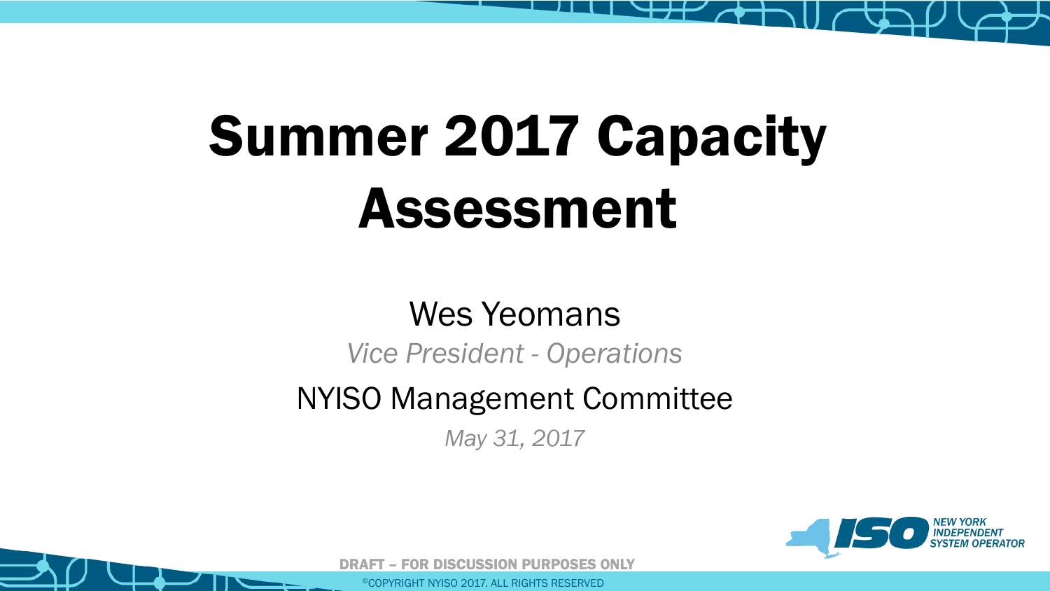# Summer 2017 Capacity Assessment

Wes Yeomans

*Vice President - Operations*

NYISO Management Committee

*May 31, 2017*

NEW YORK INDEPENDENT SYSTEM OPERATOR

DRAFT – FOR DISCUSSION PURPOSES ONLY

©COPYRIGHT NYISO 2017. ALL RIGHTS RESERVED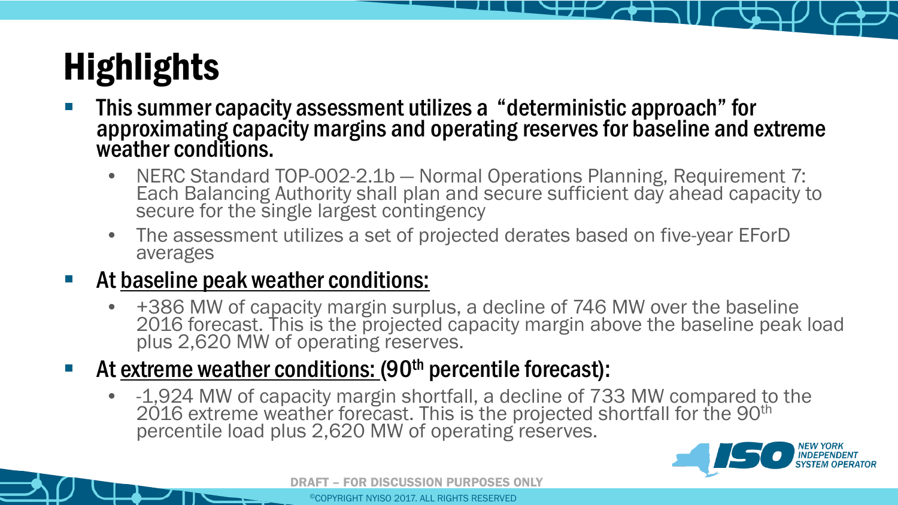# Highlights

- **This summer capacity assessment utilizes a "deterministic approach" for approximating capacity margins and operating reserves for baseline and extreme weather conditions.**
  - NERC Standard TOP-002-2.1b — Normal Operations Planning, Requirement 7: Each Balancing Authority shall plan and secure sufficient day ahead capacity to secure for the single largest contingency
  - The assessment utilizes a set of projected derates based on five-year EForD averages
- **At baseline peak weather conditions:**
  - +386 MW of capacity margin surplus, a decline of 746 MW over the baseline 2016 forecast. This is the projected capacity margin above the baseline peak load plus 2,620 MW of operating reserves.
- **At extreme weather conditions: ($90^{th}$ percentile forecast):**
  - -1,924 MW of capacity margin shortfall, a decline of 733 MW compared to the 2016 extreme weather forecast. This is the projected shortfall for the $90^{th}$ percentile load plus 2,620 MW of operating reserves.

DRAFT – FOR DISCUSSION PURPOSES ONLY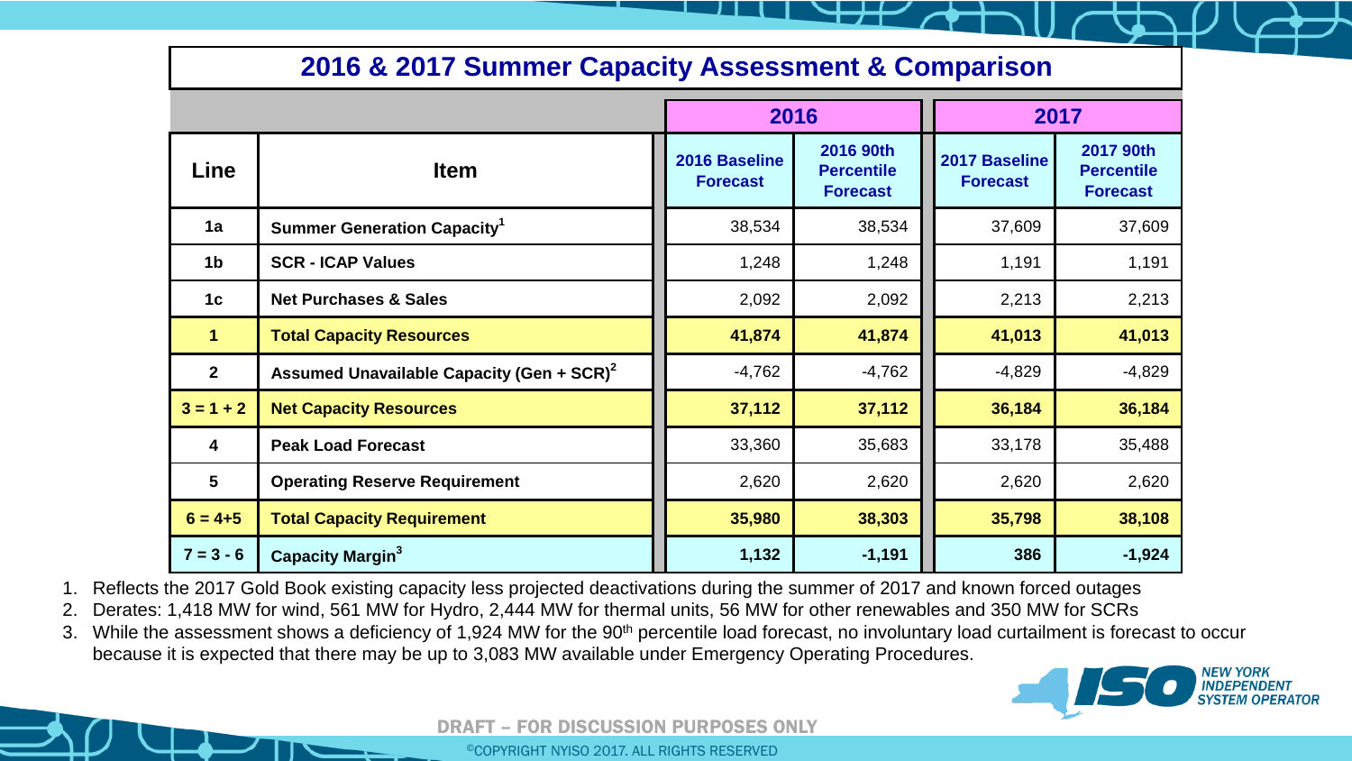# 2016 & 2017 Summer Capacity Assessment & Comparison

| Line | Item | 2016 | | 2017 | |
|---|---|---|---|---|---|
| | | 2016 Baseline Forecast | 2016 90th Percentile Forecast | 2017 Baseline Forecast | 2017 90th Percentile Forecast |
| 1a | Summer Generation Capacity[1] | 38,534 | 38,534 | 37,609 | 37,609 |
| 1b | SCR - ICAP Values | 1,248 | 1,248 | 1,191 | 1,191 |
| 1c | Net Purchases & Sales | 2,092 | 2,092 | 2,213 | 2,213 |
| **1** | **Total Capacity Resources** | **41,874** | **41,874** | **41,013** | **41,013** |
| 2 | Assumed Unavailable Capacity (Gen + SCR)[2] | -4,762 | -4,762 | -4,829 | -4,829 |
| **3 = 1 + 2** | **Net Capacity Resources** | **37,112** | **37,112** | **36,184** | **36,184** |
| 4 | Peak Load Forecast | 33,360 | 35,683 | 33,178 | 35,488 |
| 5 | Operating Reserve Requirement | 2,620 | 2,620 | 2,620 | 2,620 |
| **6 = 4+5** | **Total Capacity Requirement** | **35,980** | **38,303** | **35,798** | **38,108** |
| **7 = 3 - 6** | **Capacity Margin[3]** | **1,132** | **-1,191** | **386** | **-1,924** |

1. Reflects the 2017 Gold Book existing capacity less projected deactivations during the summer of 2017 and known forced outages
2. Derates: 1,418 MW for wind, 561 MW for Hydro, 2,444 MW for thermal units, 56 MW for other renewables and 350 MW for SCRs
3. While the assessment shows a deficiency of 1,924 MW for the 90th percentile load forecast, no involuntary load curtailment is forecast to occur because it is expected that there may be up to 3,083 MW available under Emergency Operating Procedures.

DRAFT – FOR DISCUSSION PURPOSES ONLY

©COPYRIGHT NYISO 2017. ALL RIGHTS RESERVED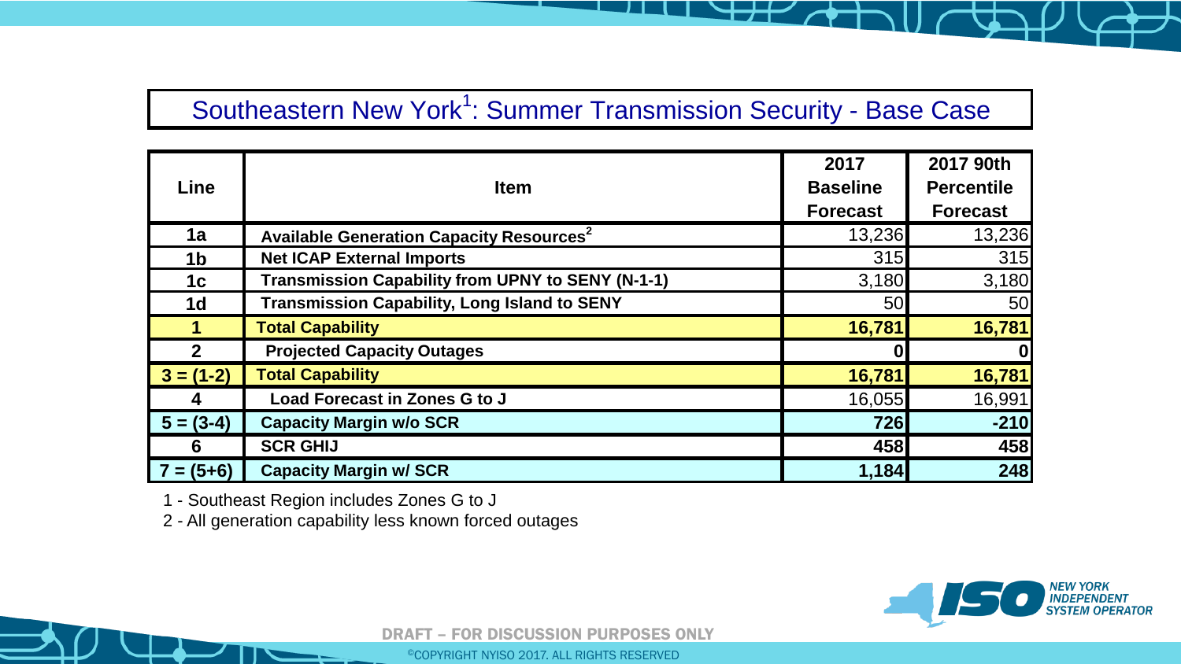# Southeastern New York[1]: Summer Transmission Security - Base Case

| Line | Item | 2017 Baseline Forecast | 2017 90th Percentile Forecast |
|---|---|---|---|
| 1a | Available Generation Capacity Resources[2] | 13,236 | 13,236 |
| 1b | Net ICAP External Imports | 315 | 315 |
| 1c | Transmission Capability from UPNY to SENY (N-1-1) | 3,180 | 3,180 |
| 1d | Transmission Capability, Long Island to SENY | 50 | 50 |
| **1** | **Total Capability** | **16,781** | **16,781** |
| 2 | Projected Capacity Outages | 0 | 0 |
| **3 = (1-2)** | **Total Capability** | **16,781** | **16,781** |
| 4 | Load Forecast in Zones G to J | 16,055 | 16,991 |
| **5 = (3-4)** | **Capacity Margin w/o SCR** | **726** | **-210** |
| 6 | SCR GHIJ | 458 | 458 |
| **7 = (5+6)** | **Capacity Margin w/ SCR** | **1,184** | **248** |

1 - Southeast Region includes Zones G to J

2 - All generation capability less known forced outages

DRAFT – FOR DISCUSSION PURPOSES ONLY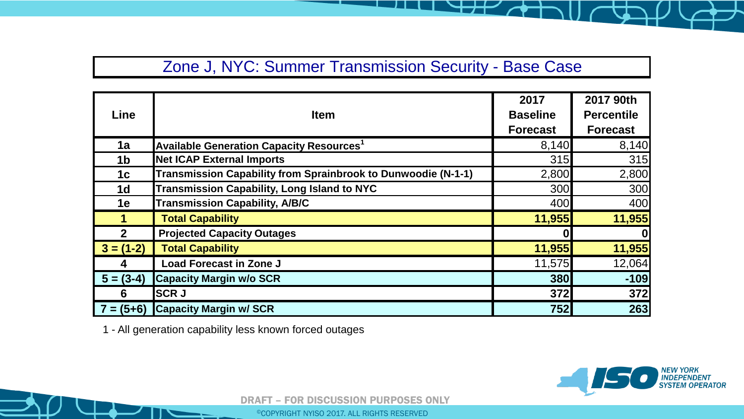# Zone J, NYC: Summer Transmission Security - Base Case

| Line | Item | 2017 Baseline Forecast | 2017 90th Percentile Forecast |
|---|---|---|---|
| 1a | Available Generation Capacity Resources[1] | 8,140 | 8,140 |
| 1b | Net ICAP External Imports | 315 | 315 |
| 1c | Transmission Capability from Sprainbrook to Dunwoodie (N-1-1) | 2,800 | 2,800 |
| 1d | Transmission Capability, Long Island to NYC | 300 | 300 |
| 1e | Transmission Capability, A/B/C | 400 | 400 |
| **1** | **Total Capability** | **11,955** | **11,955** |
| 2 | Projected Capacity Outages | **0** | **0** |
| **3 = (1-2)** | **Total Capability** | **11,955** | **11,955** |
| 4 | Load Forecast in Zone J | 11,575 | 12,064 |
| **5 = (3-4)** | **Capacity Margin w/o SCR** | **380** | **-109** |
| 6 | SCR J | **372** | **372** |
| **7 = (5+6)** | **Capacity Margin w/ SCR** | **752** | **263** |

1 - All generation capability less known forced outages

DRAFT – FOR DISCUSSION PURPOSES ONLY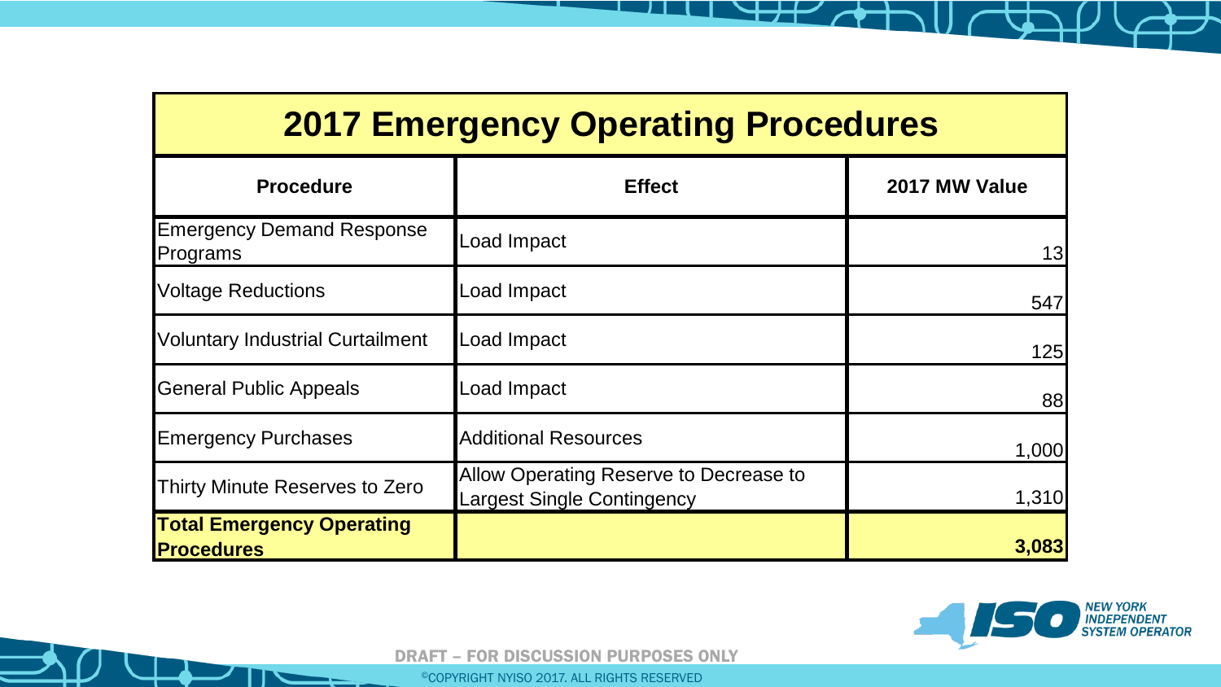| 2017 Emergency Operating Procedures | | |
|---|---|---|
| **Procedure** | **Effect** | **2017 MW Value** |
| Emergency Demand Response Programs | Load Impact | 13 |
| Voltage Reductions | Load Impact | 547 |
| Voluntary Industrial Curtailment | Load Impact | 125 |
| General Public Appeals | Load Impact | 88 |
| Emergency Purchases | Additional Resources | 1,000 |
| Thirty Minute Reserves to Zero | Allow Operating Reserve to Decrease to Largest Single Contingency | 1,310 |
| **Total Emergency Operating Procedures** | | **3,083** |

DRAFT – FOR DISCUSSION PURPOSES ONLY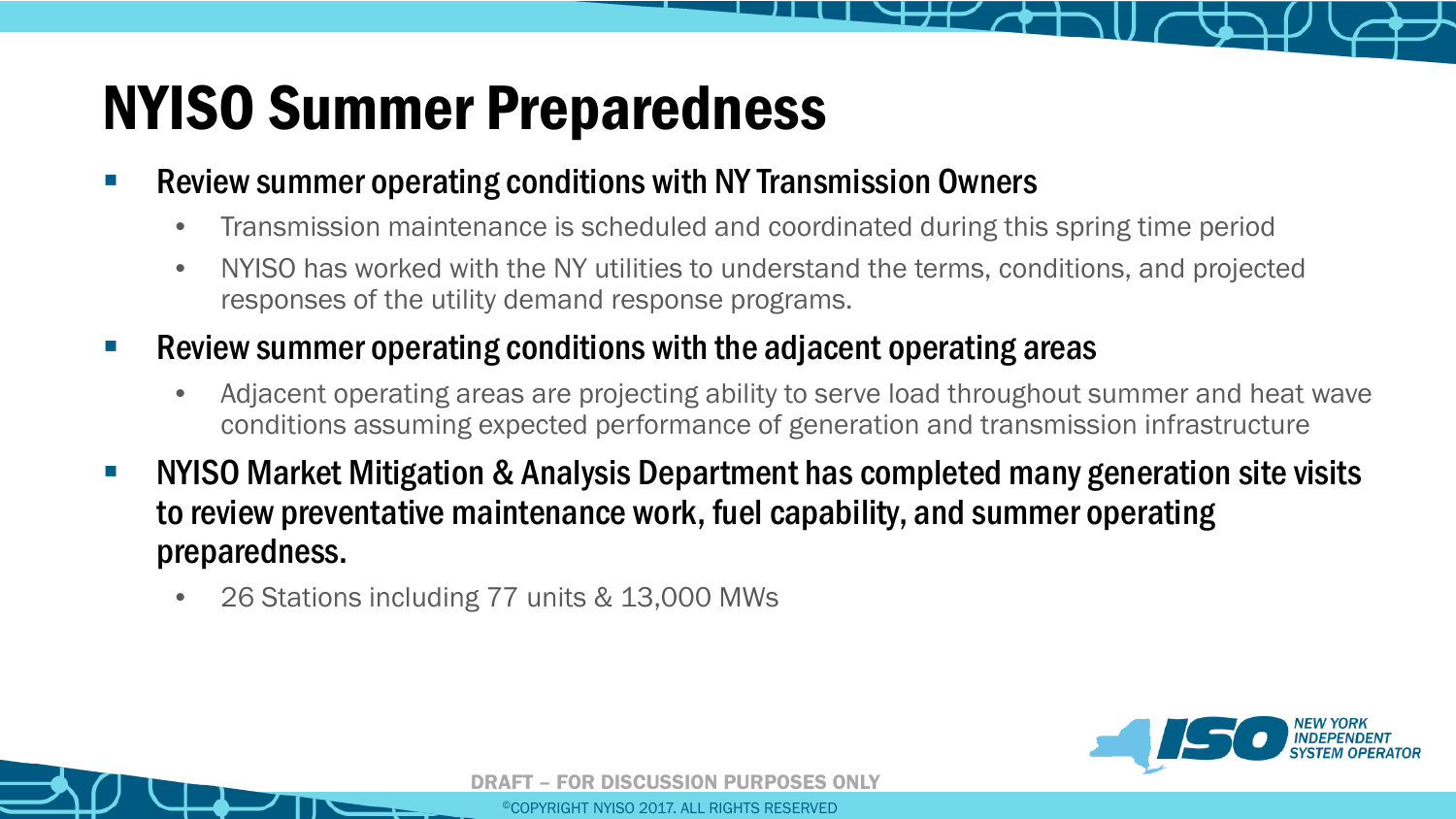# NYISO Summer Preparedness

- Review summer operating conditions with NY Transmission Owners
  - Transmission maintenance is scheduled and coordinated during this spring time period
  - NYISO has worked with the NY utilities to understand the terms, conditions, and projected responses of the utility demand response programs.
- Review summer operating conditions with the adjacent operating areas
  - Adjacent operating areas are projecting ability to serve load throughout summer and heat wave conditions assuming expected performance of generation and transmission infrastructure
- NYISO Market Mitigation & Analysis Department has completed many generation site visits to review preventative maintenance work, fuel capability, and summer operating preparedness.
  - 26 Stations including 77 units & 13,000 MWs

DRAFT – FOR DISCUSSION PURPOSES ONLY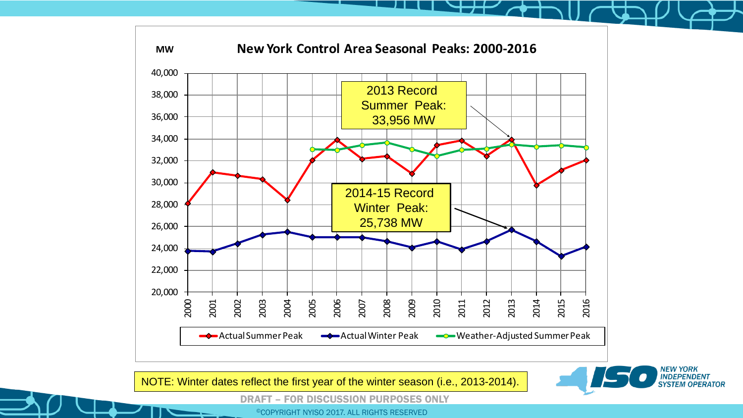# New York Control Area Seasonal Peaks: 2000-2016

MW

2013 Record Summer Peak: 33,956 MW

2014-15 Record Winter Peak: 25,738 MW

Actual Summer Peak | Actual Winter Peak | Weather-Adjusted Summer Peak

NOTE: Winter dates reflect the first year of the winter season (i.e., 2013-2014).

DRAFT – FOR DISCUSSION PURPOSES ONLY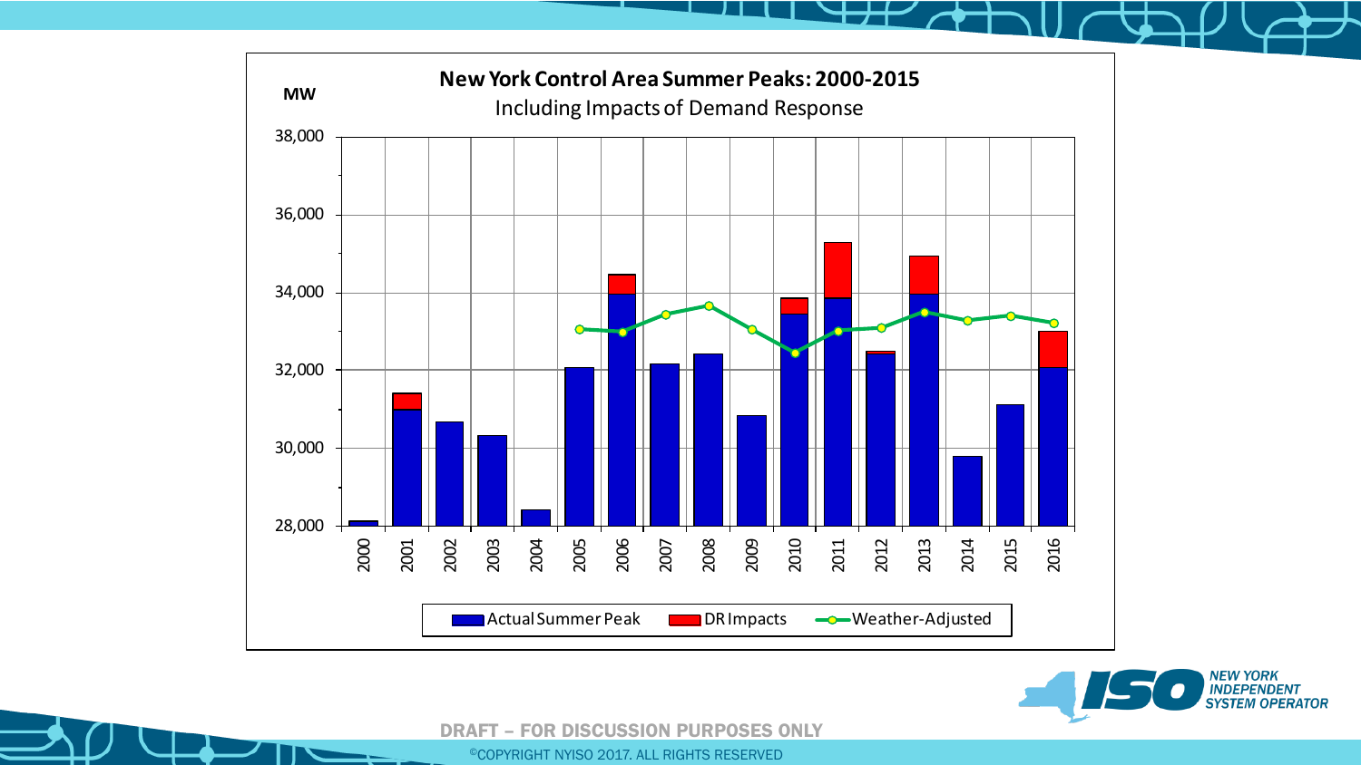## New York Control Area Summer Peaks: 2000-2015

Including Impacts of Demand Response

MW

38,000
36,000
34,000
32,000
30,000
28,000

2000 2001 2002 2003 2004 2005 2006 2007 2008 2009 2010 2011 2012 2013 2014 2015 2016

Actual Summer Peak | DR Impacts | Weather-Adjusted

DRAFT – FOR DISCUSSION PURPOSES ONLY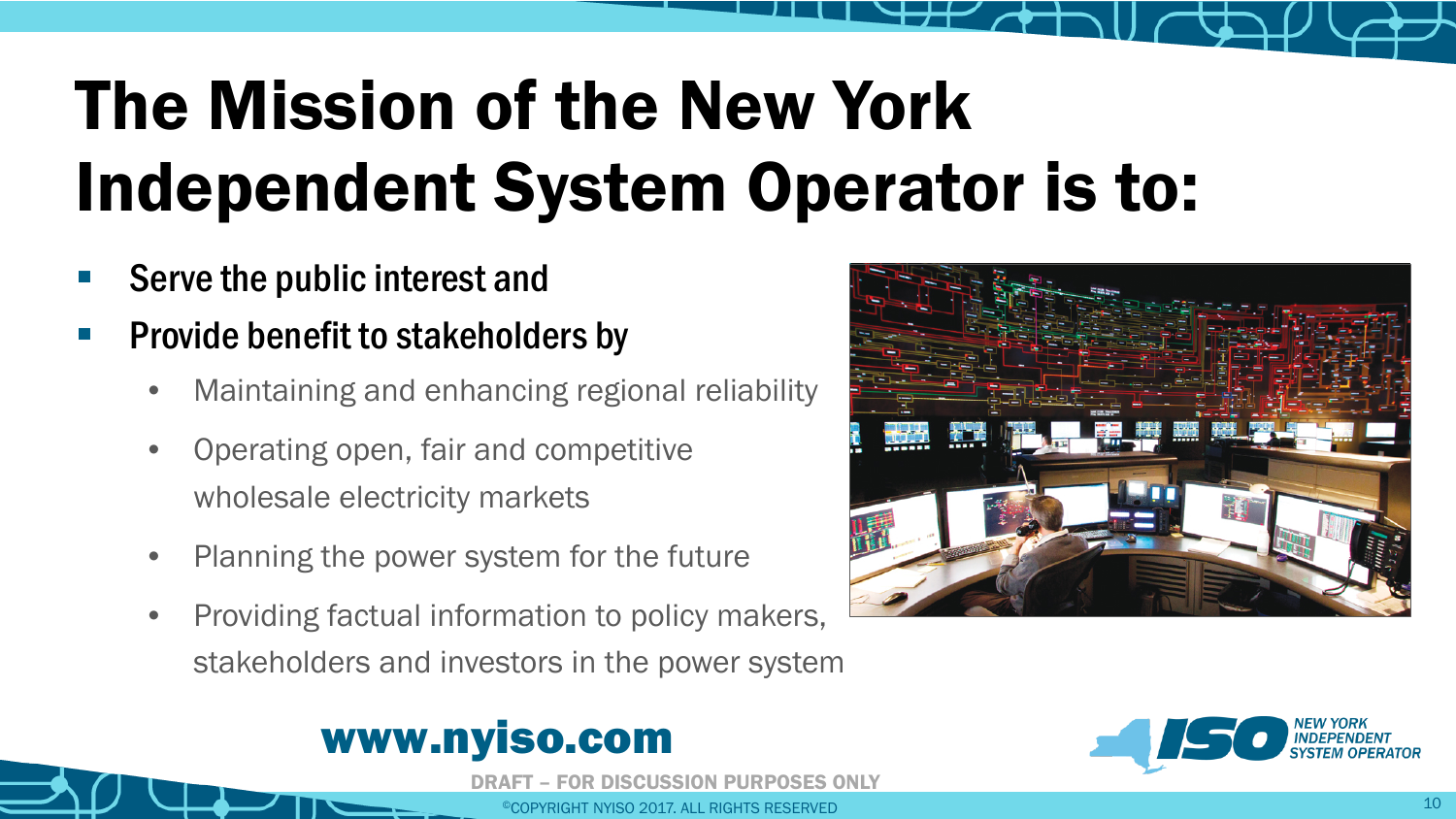# The Mission of the New York Independent System Operator is to:

- Serve the public interest and
- Provide benefit to stakeholders by
  - Maintaining and enhancing regional reliability
  - Operating open, fair and competitive wholesale electricity markets
  - Planning the power system for the future
  - Providing factual information to policy makers, stakeholders and investors in the power system

**www.nyiso.com**

DRAFT – FOR DISCUSSION PURPOSES ONLY

©COPYRIGHT NYISO 2017. ALL RIGHTS RESERVED